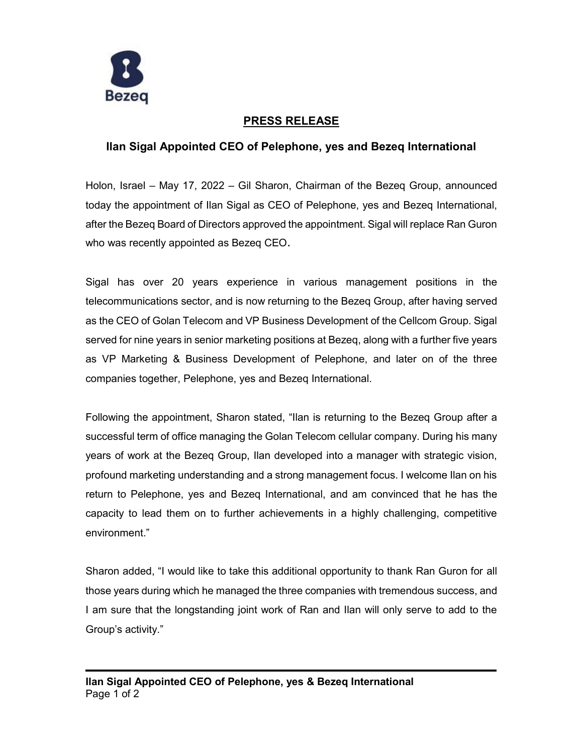## PRESS RELEASE

### Ilan Sigal Appointed CEO of Pelephone, yes and Bezeq International

Holon, Israel – May 17, 2022 – Gil Sharon, Chairman of the Bezeq Group, announced today the appointment of Ilan Sigal as CEO of Pelephone, yes and Bezeq International, after the Bezeq Board of Directors approved the appointment. Sigal will replace Ran Guron who was recently appointed as Bezeq CEO.

Sigal has over 20 years experience in various management positions in the telecommunications sector, and is now returning to the Bezeq Group, after having served as the CEO of Golan Telecom and VP Business Development of the Cellcom Group. Sigal served for nine years in senior marketing positions at Bezeq, along with a further five years as VP Marketing & Business Development of Pelephone, and later on of the three companies together, Pelephone, yes and Bezeq International.

Following the appointment, Sharon stated, "Ilan is returning to the Bezeq Group after a successful term of office managing the Golan Telecom cellular company. During his many years of work at the Bezeq Group, Ilan developed into a manager with strategic vision, profound marketing understanding and a strong management focus. I welcome Ilan on his return to Pelephone, yes and Bezeq International, and am convinced that he has the capacity to lead them on to further achievements in a highly challenging, competitive environment."

Sharon added, "I would like to take this additional opportunity to thank Ran Guron for all those years during which he managed the three companies with tremendous success, and I am sure that the longstanding joint work of Ran and Ilan will only serve to add to the Group's activity."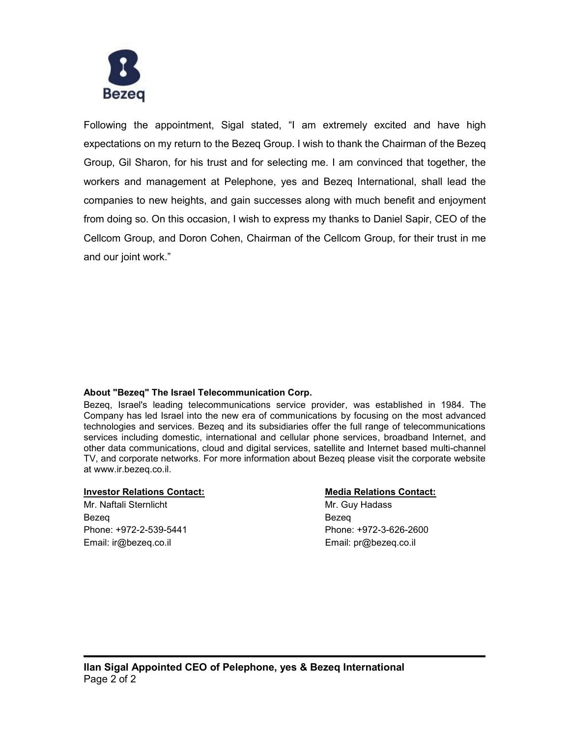Following the appointment, Sigal stated, "I am extremely excited and have high expectations on my return to the Bezeq Group. I wish to thank the Chairman of the Bezeq Group, Gil Sharon, for his trust and for selecting me. I am convinced that together, the workers and management at Pelephone, yes and Bezeq International, shall lead the companies to new heights, and gain successes along with much benefit and enjoyment from doing so. On this occasion, I wish to express my thanks to Daniel Sapir, CEO of the Cellcom Group, and Doron Cohen, Chairman of the Cellcom Group, for their trust in me and our joint work."

**About "Bezeq" The Israel Telecommunication Corp.**

Bezeq, Israel's leading telecommunications service provider, was established in 1984. The Company has led Israel into the new era of communications by focusing on the most advanced technologies and services. Bezeq and its subsidiaries offer the full range of telecommunications services including domestic, international and cellular phone services, broadband Internet, and other data communications, cloud and digital services, satellite and Internet based multi-channel TV, and corporate networks. For more information about Bezeq please visit the corporate website at www.ir.bezeq.co.il.

**Investor Relations Contact:**

Mr. Naftali Sternlicht
Bezeq
Phone: +972-2-539-5441
Email: ir@bezeq.co.il

**Media Relations Contact:**

Mr. Guy Hadass
Bezeq
Phone: +972-3-626-2600
Email: pr@bezeq.co.il